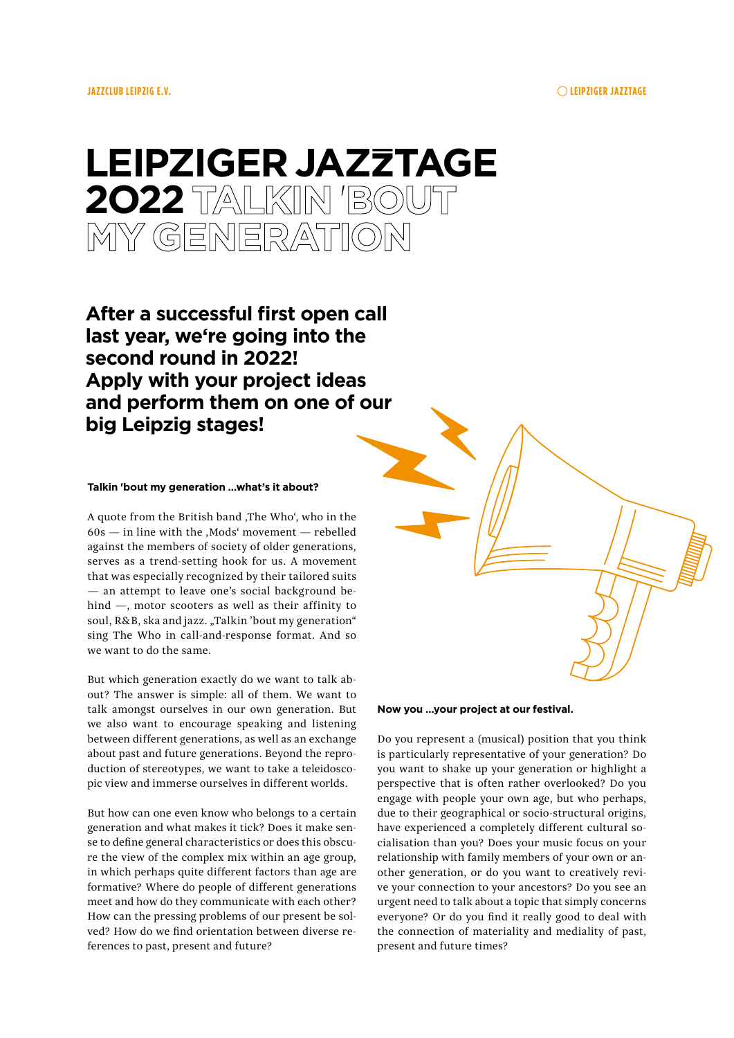# LEIPZIGER JAZZTAGE 2022 TALKIN 'BOUT MY GENERATION

## After a successful first open call last year, we're going into the second round in 2022! Apply with your project ideas and perform them on one of our big Leipzig stages!

**Talkin 'bout my generation ...what's it about?**

A quote from the British band ‚The Who', who in the 60s — in line with the ‚Mods' movement — rebelled against the members of society of older generations, serves as a trend-setting hook for us. A movement that was especially recognized by their tailored suits — an attempt to leave one's social background behind —, motor scooters as well as their affinity to soul, R&B, ska and jazz. „Talkin 'bout my generation" sing The Who in call-and-response format. And so we want to do the same.

But which generation exactly do we want to talk about? The answer is simple: all of them. We want to talk amongst ourselves in our own generation. But we also want to encourage speaking and listening between different generations, as well as an exchange about past and future generations. Beyond the reproduction of stereotypes, we want to take a teleidoscopic view and immerse ourselves in different worlds.

But how can one even know who belongs to a certain generation and what makes it tick? Does it make sense to define general characteristics or does this obscure the view of the complex mix within an age group, in which perhaps quite different factors than age are formative? Where do people of different generations meet and how do they communicate with each other? How can the pressing problems of our present be solved? How do we find orientation between diverse references to past, present and future?

**Now you ...your project at our festival.**

Do you represent a (musical) position that you think is particularly representative of your generation? Do you want to shake up your generation or highlight a perspective that is often rather overlooked? Do you engage with people your own age, but who perhaps, due to their geographical or socio-structural origins, have experienced a completely different cultural socialisation than you? Does your music focus on your relationship with family members of your own or another generation, or do you want to creatively revive your connection to your ancestors? Do you see an urgent need to talk about a topic that simply concerns everyone? Or do you find it really good to deal with the connection of materiality and mediality of past, present and future times?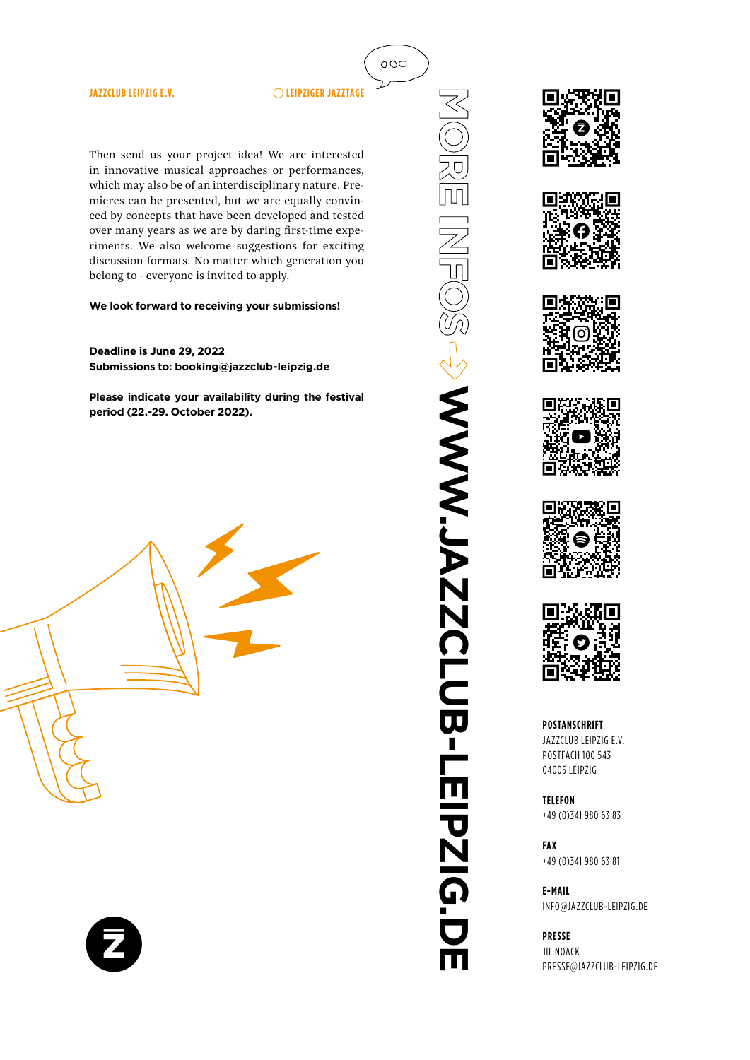Then send us your project idea! We are interested in innovative musical approaches or performances, which may also be of an interdisciplinary nature. Premieres can be presented, but we are equally convinced by concepts that have been developed and tested over many years as we are by daring first-time experiments. We also welcome suggestions for exciting discussion formats. No matter which generation you belong to - everyone is invited to apply.

**We look forward to receiving your submissions!**

**Deadline is June 29, 2022**
**Submissions to: booking@jazzclub-leipzig.de**

**Please indicate your availability during the festival period (22.-29. October 2022).**

MORE INFOS → **WWW.JAZZCLUB-LEIPZIG.DE**

**POSTANSCHRIFT**
JAZZCLUB LEIPZIG E.V.
POSTFACH 100 543
04005 LEIPZIG

**TELEFON**
+49 (0)341 980 63 83

**FAX**
+49 (0)341 980 63 81

**E-MAIL**
INFO@JAZZCLUB-LEIPZIG.DE

**PRESSE**
JIL NOACK
PRESSE@JAZZCLUB-LEIPZIG.DE